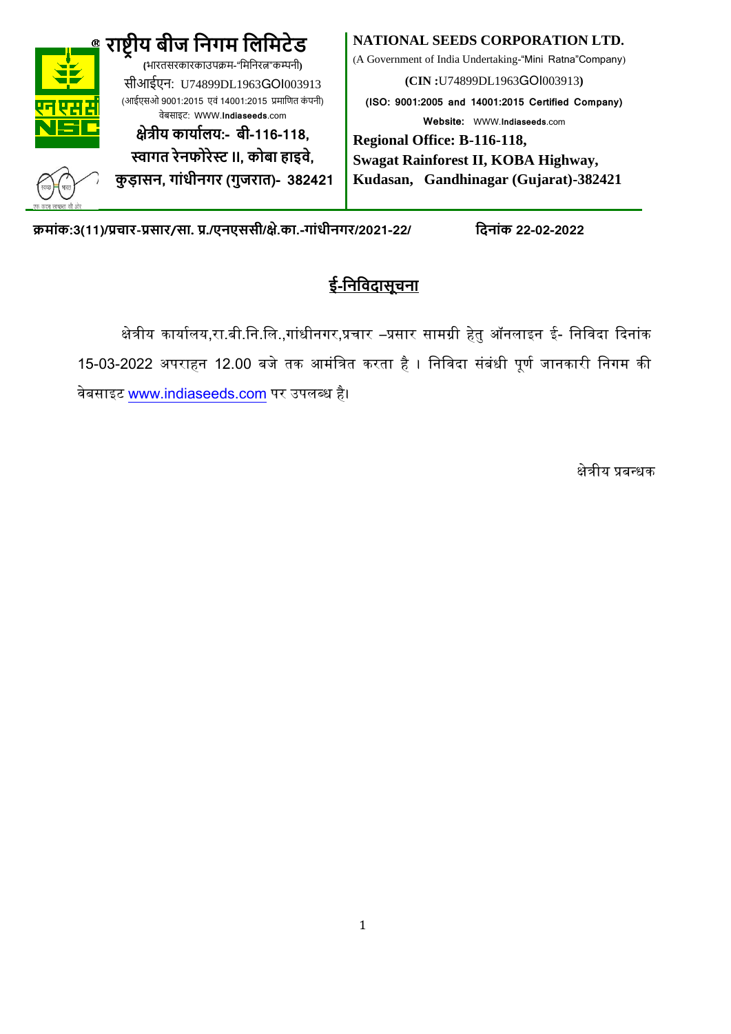# राष्ट्रीय बीज निगम लिमिटेड

(भारतसरकारकाउपक्रम-"मिनिरत्न"कम्पनी)

सीआईएन: U74899DL1963GOI003913

(आईएसओ 9001:2015 एवं 14001:2015 प्रमाणित कंपनी)

वेबसाइट: WWW.Indiaseeds.com

**क्षेत्रीय कार्यालय:- बी-116-118, स्वागत रेनफोरेस्ट II, कोबा हाइवे, कुड़ासन, गांधीनगर (गुजरात)- 382421**

# NATIONAL SEEDS CORPORATION LTD.

(A Government of India Undertaking-"Mini Ratna"Company)

**(CIN :**U74899DL1963GOI003913**)**

**(ISO: 9001:2005 and 14001:2015 Certified Company)**

**Website:** WWW.Indiaseeds.com

**Regional Office: B-116-118, Swagat Rainforest II, KOBA Highway, Kudasan, Gandhinagar (Gujarat)-382421**

**क्रमांक:3(11)/प्रचार-प्रसार/सा. प्र./एनएससी/क्षे.का.-गांधीनगर/2021-22/** **दिनांक 22-02-2022**

## ई-निविदासूचना

क्षेत्रीय कार्यालय,रा.बी.नि.लि.,गांधीनगर,प्रचार –प्रसार सामग्री हेतु ऑनलाइन ई- निविदा दिनांक 15-03-2022 अपराहन 12.00 बजे तक आमंत्रित करता है । निविदा संबंधी पूर्ण जानकारी निगम की वेबसाइट www.indiaseeds.com पर उपलब्ध है।

क्षेत्रीय प्रबन्धक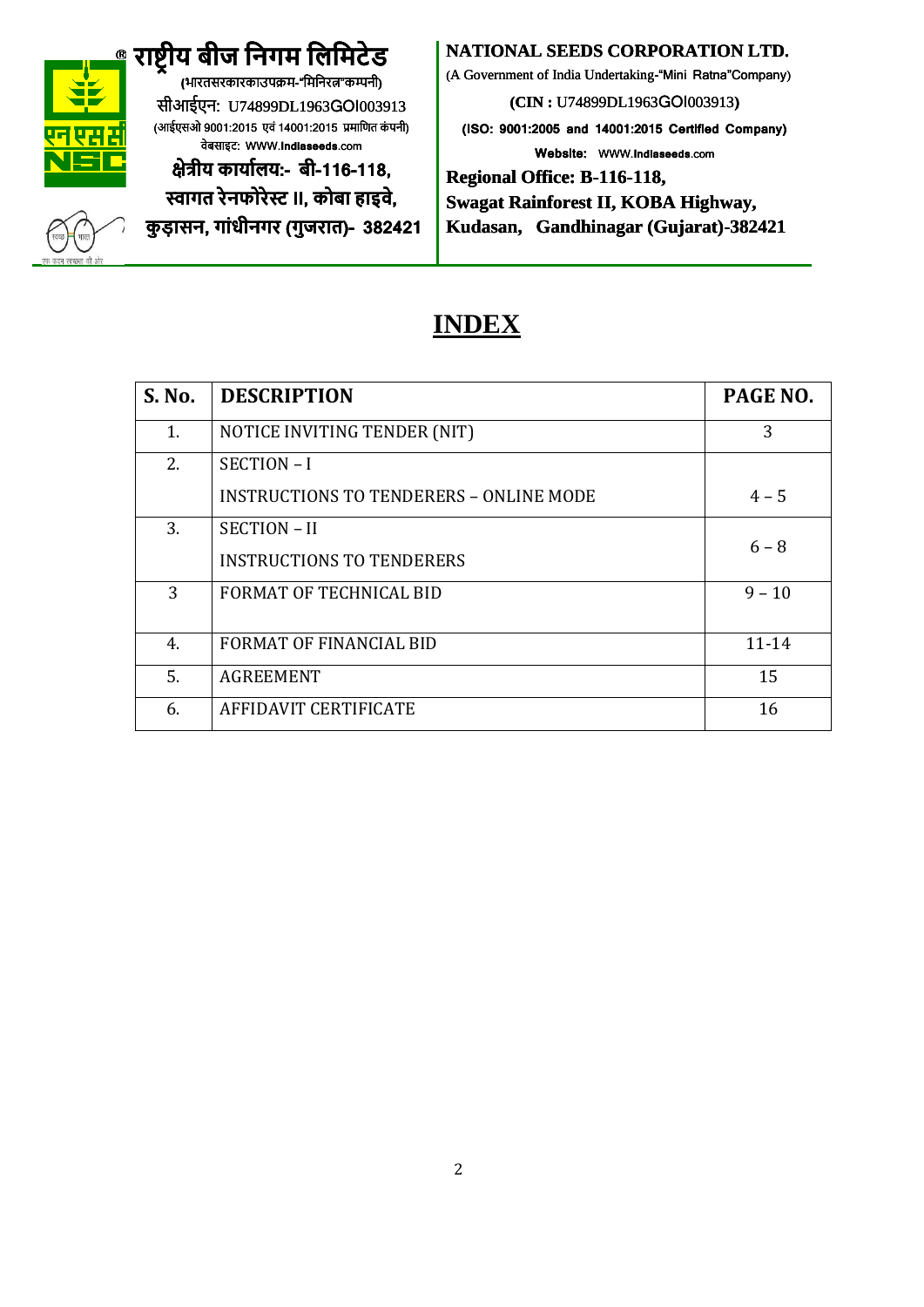® राष्ट्रीय बीज निगम लिमिटेड
(भारतसरकारकाउपक्रम-"मिनिरत्न"कम्पनी)
सीआईएन: U74899DL1963GOI003913
(आईएसओ 9001:2015 एवं 14001:2015 प्रमाणित कंपनी)
वेबसाइट: WWW.Indiaseeds.com
क्षेत्रीय कार्यालय:- बी-116-118,
स्वागत रेनफोरेस्ट II, कोबा हाइवे,
कुड़ासन, गांधीनगर (गुजरात)- 382421

**NATIONAL SEEDS CORPORATION LTD.**
(A Government of India Undertaking-"Mini Ratna"Company)
**(CIN : U74899DL1963GOI003913)**
**(ISO: 9001:2005 and 14001:2015 Certified Company)**
**Website:** WWW.Indiaseeds.com
**Regional Office: B-116-118,**
**Swagat Rainforest II, KOBA Highway,**
**Kudasan, Gandhinagar (Gujarat)-382421**

# INDEX

| S. No. | DESCRIPTION | PAGE NO. |
|---|---|---|
| 1. | NOTICE INVITING TENDER (NIT) | 3 |
| 2. | SECTION – I<br>INSTRUCTIONS TO TENDERERS – ONLINE MODE | 4 – 5 |
| 3. | SECTION – II<br>INSTRUCTIONS TO TENDERERS | 6 – 8 |
| 3 | FORMAT OF TECHNICAL BID | 9 – 10 |
| 4. | FORMAT OF FINANCIAL BID | 11-14 |
| 5. | AGREEMENT | 15 |
| 6. | AFFIDAVIT CERTIFICATE | 16 |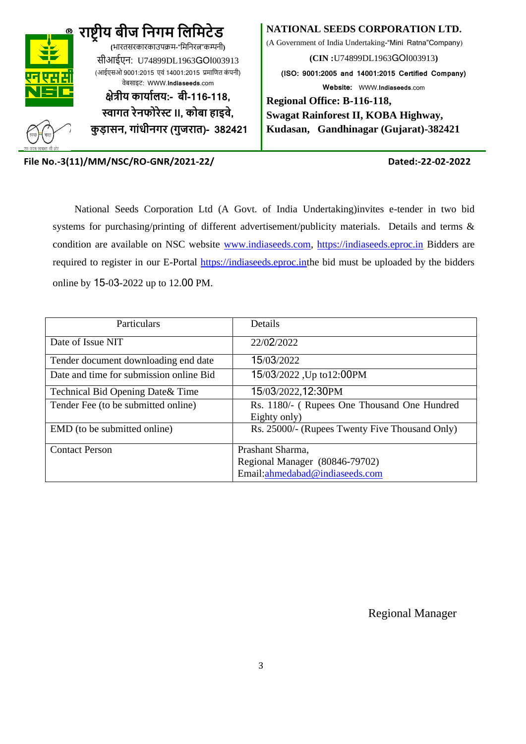**राष्ट्रीय बीज निगम लिमिटेड**
(भारतसरकारकाउपक्रम-"मिनिरत्न"कम्पनी)
सीआईएन: U74899DL1963GOI003913
(आईएसओ 9001:2015 एवं 14001:2015 प्रमाणित कंपनी)
वेबसाइट: WWW.**Indiaseeds**.com
**क्षेत्रीय कार्यालय:- बी-116-118, स्वागत रेनफोरेस्ट II, कोबा हाइवे, कुड़ासन, गांधीनगर (गुजरात)- 382421**

**NATIONAL SEEDS CORPORATION LTD.**
(A Government of India Undertaking-"Mini Ratna"Company)
**(CIN :**U74899DL1963GOI003913**)**
**(ISO: 9001:2005 and 14001:2015 Certified Company)**
**Website:** WWW.**Indiaseeds**.com
**Regional Office: B-116-118, Swagat Rainforest II, KOBA Highway, Kudasan, Gandhinagar (Gujarat)-382421**

**File No.-3(11)/MM/NSC/RO-GNR/2021-22/** **Dated:-22-02-2022**

National Seeds Corporation Ltd (A Govt. of India Undertaking)invites e-tender in two bid systems for purchasing/printing of different advertisement/publicity materials. Details and terms & condition are available on NSC website www.indiaseeds.com, https://indiaseeds.eproc.in Bidders are required to register in our E-Portal https://indiaseeds.eproc.inthe bid must be uploaded by the bidders online by 15-03-2022 up to 12.00 PM.

| Particulars | Details |
|---|---|
| Date of Issue NIT | 22/02/2022 |
| Tender document downloading end date | 15/03/2022 |
| Date and time for submission online Bid | 15/03/2022 ,Up to12:00PM |
| Technical Bid Opening Date& Time | 15/03/2022,12:30PM |
| Tender Fee (to be submitted online) | Rs. 1180/- ( Rupees One Thousand One Hundred Eighty only) |
| EMD (to be submitted online) | Rs. 25000/- (Rupees Twenty Five Thousand Only) |
| Contact Person | Prashant Sharma,<br>Regional Manager (80846-79702)<br>Email:ahmedabad@indiaseeds.com |

Regional Manager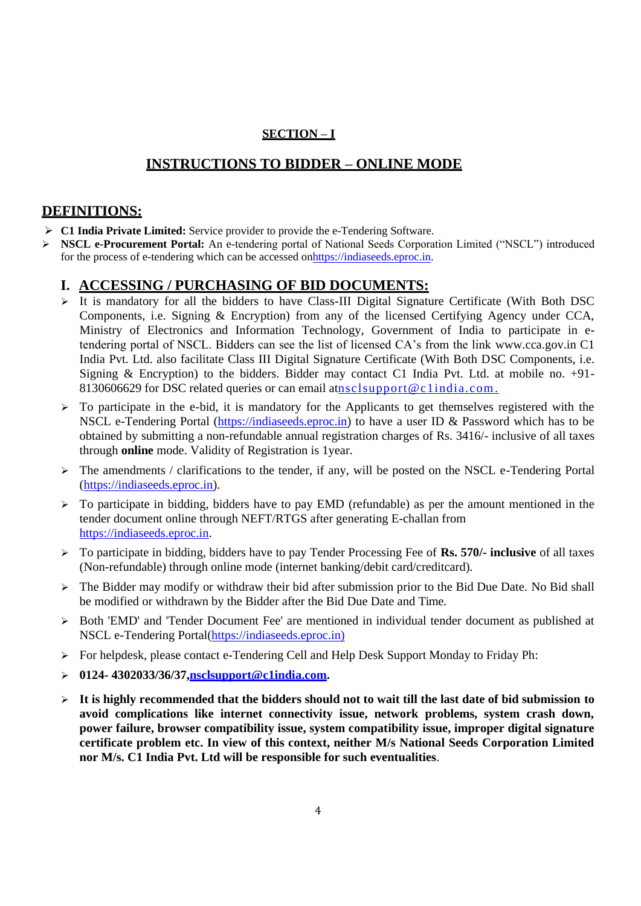**SECTION – I**

# INSTRUCTIONS TO BIDDER – ONLINE MODE

## DEFINITIONS:

- **C1 India Private Limited:** Service provider to provide the e-Tendering Software.
- **NSCL e-Procurement Portal:** An e-tendering portal of National Seeds Corporation Limited ("NSCL") introduced for the process of e-tendering which can be accessed onhttps://indiaseeds.eproc.in.

## I. ACCESSING / PURCHASING OF BID DOCUMENTS:

- It is mandatory for all the bidders to have Class-III Digital Signature Certificate (With Both DSC Components, i.e. Signing & Encryption) from any of the licensed Certifying Agency under CCA, Ministry of Electronics and Information Technology, Government of India to participate in e-tendering portal of NSCL. Bidders can see the list of licensed CA's from the link www.cca.gov.in C1 India Pvt. Ltd. also facilitate Class III Digital Signature Certificate (With Both DSC Components, i.e. Signing & Encryption) to the bidders. Bidder may contact C1 India Pvt. Ltd. at mobile no. +91-8130606629 for DSC related queries or can email atnsclsupport@c1india.com.
- To participate in the e-bid, it is mandatory for the Applicants to get themselves registered with the NSCL e-Tendering Portal (https://indiaseeds.eproc.in) to have a user ID & Password which has to be obtained by submitting a non-refundable annual registration charges of Rs. 3416/- inclusive of all taxes through **online** mode. Validity of Registration is 1year.
- The amendments / clarifications to the tender, if any, will be posted on the NSCL e-Tendering Portal (https://indiaseeds.eproc.in).
- To participate in bidding, bidders have to pay EMD (refundable) as per the amount mentioned in the tender document online through NEFT/RTGS after generating E-challan from https://indiaseeds.eproc.in.
- To participate in bidding, bidders have to pay Tender Processing Fee of **Rs. 570/- inclusive** of all taxes (Non-refundable) through online mode (internet banking/debit card/creditcard).
- The Bidder may modify or withdraw their bid after submission prior to the Bid Due Date. No Bid shall be modified or withdrawn by the Bidder after the Bid Due Date and Time.
- Both 'EMD' and 'Tender Document Fee' are mentioned in individual tender document as published at NSCL e-Tendering Portal(https://indiaseeds.eproc.in)
- For helpdesk, please contact e-Tendering Cell and Help Desk Support Monday to Friday Ph:
- **0124- 4302033/36/37,nsclsupport@c1india.com.**
- **It is highly recommended that the bidders should not to wait till the last date of bid submission to avoid complications like internet connectivity issue, network problems, system crash down, power failure, browser compatibility issue, system compatibility issue, improper digital signature certificate problem etc. In view of this context, neither M/s National Seeds Corporation Limited nor M/s. C1 India Pvt. Ltd will be responsible for such eventualities**.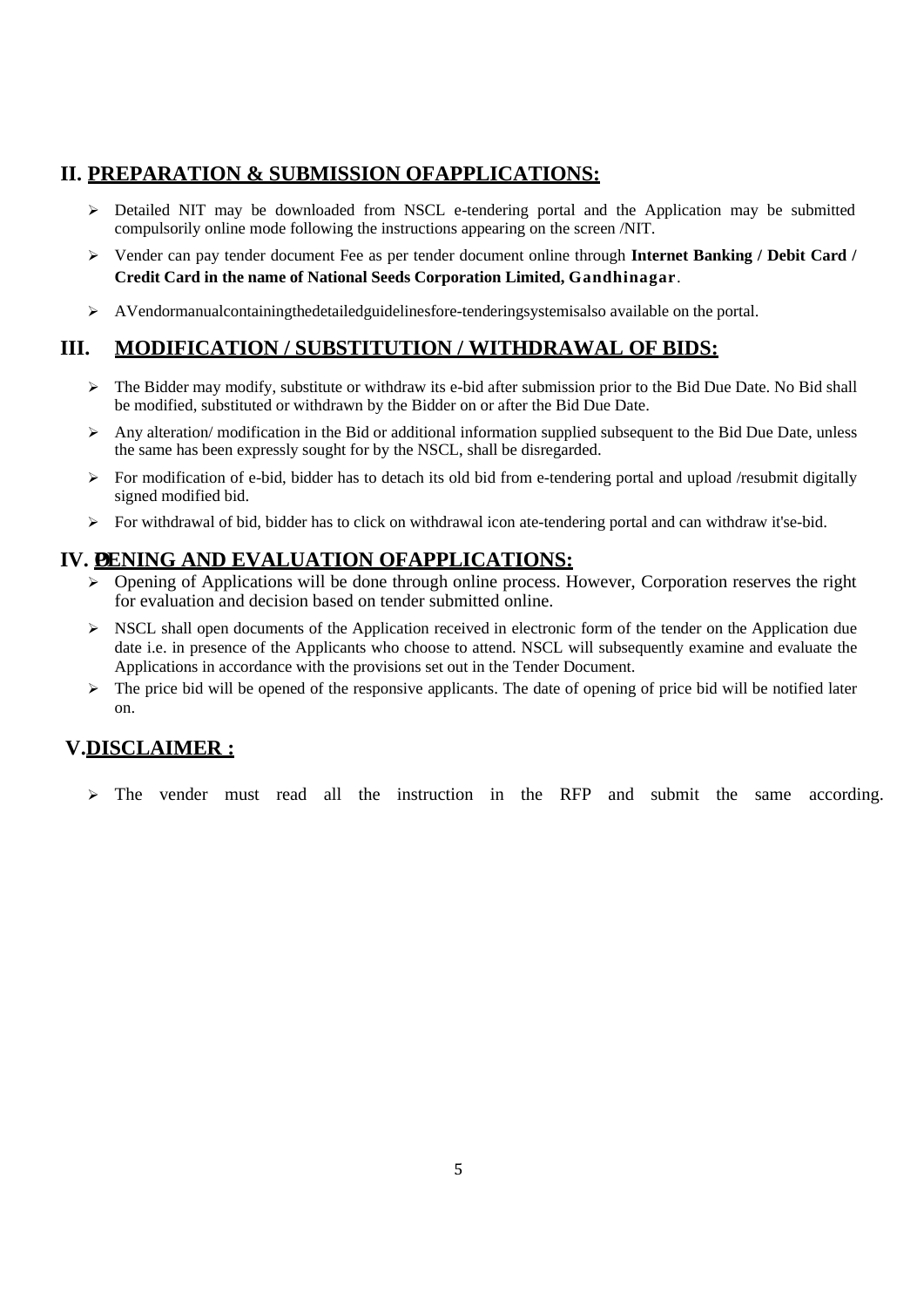## II. PREPARATION & SUBMISSION OFAPPLICATIONS:

- Detailed NIT may be downloaded from NSCL e-tendering portal and the Application may be submitted compulsorily online mode following the instructions appearing on the screen /NIT.
- Vender can pay tender document Fee as per tender document online through **Internet Banking / Debit Card / Credit Card in the name of National Seeds Corporation Limited, Gandhinagar**.
- AVendormanualcontainingthedetailedguidelinesfore-tenderingsystemisalso available on the portal.

## III. MODIFICATION / SUBSTITUTION / WITHDRAWAL OF BIDS:

- The Bidder may modify, substitute or withdraw its e-bid after submission prior to the Bid Due Date. No Bid shall be modified, substituted or withdrawn by the Bidder on or after the Bid Due Date.
- Any alteration/ modification in the Bid or additional information supplied subsequent to the Bid Due Date, unless the same has been expressly sought for by the NSCL, shall be disregarded.
- For modification of e-bid, bidder has to detach its old bid from e-tendering portal and upload /resubmit digitally signed modified bid.
- For withdrawal of bid, bidder has to click on withdrawal icon ate-tendering portal and can withdraw it'se-bid.

## IV. OPENING AND EVALUATION OFAPPLICATIONS:

- Opening of Applications will be done through online process. However, Corporation reserves the right for evaluation and decision based on tender submitted online.
- NSCL shall open documents of the Application received in electronic form of the tender on the Application due date i.e. in presence of the Applicants who choose to attend. NSCL will subsequently examine and evaluate the Applications in accordance with the provisions set out in the Tender Document.
- The price bid will be opened of the responsive applicants. The date of opening of price bid will be notified later on.

## V.DISCLAIMER :

- The vender must read all the instruction in the RFP and submit the same according.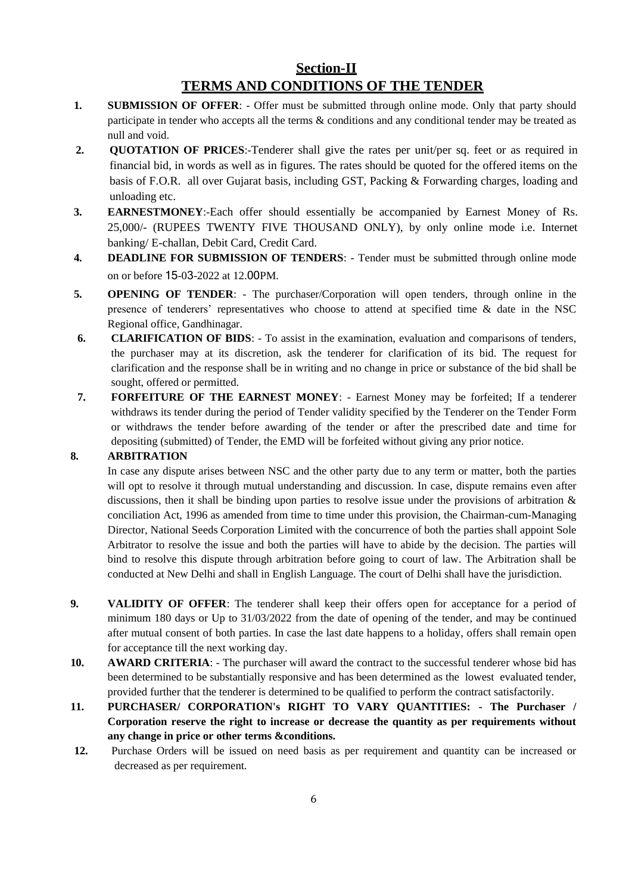## Section-II

## TERMS AND CONDITIONS OF THE TENDER

1. **SUBMISSION OF OFFER**: - Offer must be submitted through online mode. Only that party should participate in tender who accepts all the terms & conditions and any conditional tender may be treated as null and void.
2. **QUOTATION OF PRICES**:-Tenderer shall give the rates per unit/per sq. feet or as required in financial bid, in words as well as in figures. The rates should be quoted for the offered items on the basis of F.O.R. all over Gujarat basis, including GST, Packing & Forwarding charges, loading and unloading etc.
3. **EARNESTMONEY**:-Each offer should essentially be accompanied by Earnest Money of Rs. 25,000/- (RUPEES TWENTY FIVE THOUSAND ONLY), by only online mode i.e. Internet banking/ E-challan, Debit Card, Credit Card.
4. **DEADLINE FOR SUBMISSION OF TENDERS**: - Tender must be submitted through online mode on or before 15-03-2022 at 12.00PM.
5. **OPENING OF TENDER**: - The purchaser/Corporation will open tenders, through online in the presence of tenderers' representatives who choose to attend at specified time & date in the NSC Regional office, Gandhinagar.
6. **CLARIFICATION OF BIDS**: - To assist in the examination, evaluation and comparisons of tenders, the purchaser may at its discretion, ask the tenderer for clarification of its bid. The request for clarification and the response shall be in writing and no change in price or substance of the bid shall be sought, offered or permitted.
7. **FORFEITURE OF THE EARNEST MONEY**: - Earnest Money may be forfeited; If a tenderer withdraws its tender during the period of Tender validity specified by the Tenderer on the Tender Form or withdraws the tender before awarding of the tender or after the prescribed date and time for depositing (submitted) of Tender, the EMD will be forfeited without giving any prior notice.
8. **ARBITRATION**

   In case any dispute arises between NSC and the other party due to any term or matter, both the parties will opt to resolve it through mutual understanding and discussion. In case, dispute remains even after discussions, then it shall be binding upon parties to resolve issue under the provisions of arbitration & conciliation Act, 1996 as amended from time to time under this provision, the Chairman-cum-Managing Director, National Seeds Corporation Limited with the concurrence of both the parties shall appoint Sole Arbitrator to resolve the issue and both the parties will have to abide by the decision. The parties will bind to resolve this dispute through arbitration before going to court of law. The Arbitration shall be conducted at New Delhi and shall in English Language. The court of Delhi shall have the jurisdiction.

9. **VALIDITY OF OFFER**: The tenderer shall keep their offers open for acceptance for a period of minimum 180 days or Up to 31/03/2022 from the date of opening of the tender, and may be continued after mutual consent of both parties. In case the last date happens to a holiday, offers shall remain open for acceptance till the next working day.
10. **AWARD CRITERIA**: - The purchaser will award the contract to the successful tenderer whose bid has been determined to be substantially responsive and has been determined as the lowest evaluated tender, provided further that the tenderer is determined to be qualified to perform the contract satisfactorily.
11. **PURCHASER/ CORPORATION's RIGHT TO VARY QUANTITIES: - The Purchaser / Corporation reserve the right to increase or decrease the quantity as per requirements without any change in price or other terms &conditions.**
12. Purchase Orders will be issued on need basis as per requirement and quantity can be increased or decreased as per requirement.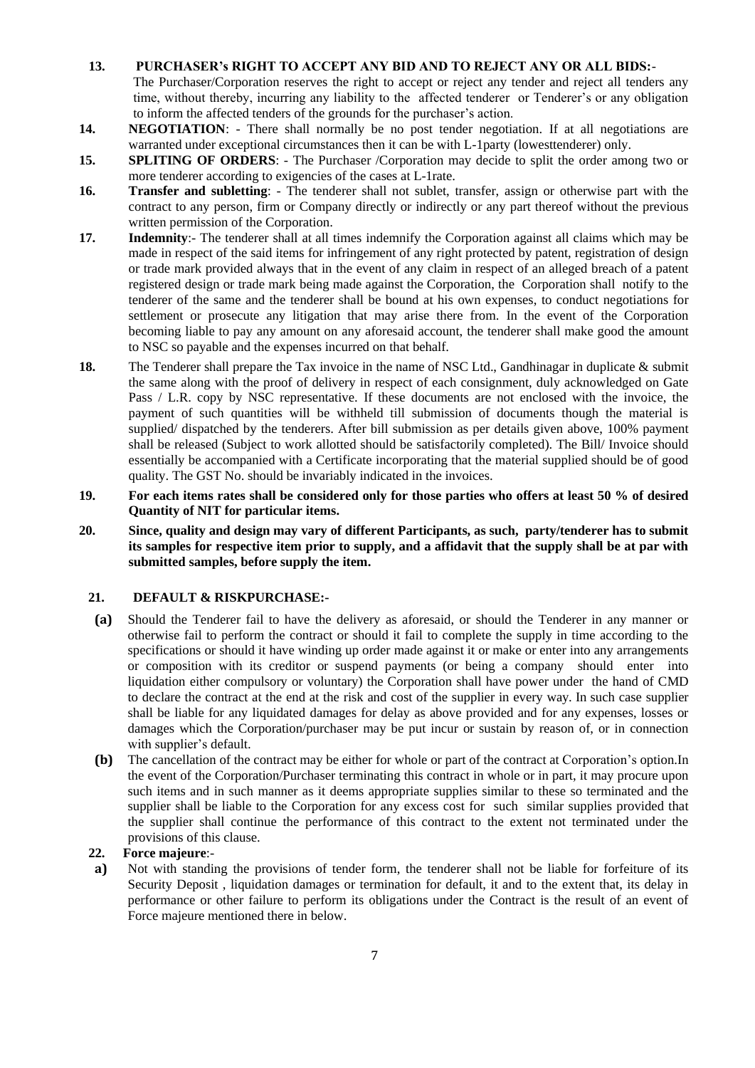**13. PURCHASER's RIGHT TO ACCEPT ANY BID AND TO REJECT ANY OR ALL BIDS:-** The Purchaser/Corporation reserves the right to accept or reject any tender and reject all tenders any time, without thereby, incurring any liability to the affected tenderer or Tenderer's or any obligation to inform the affected tenders of the grounds for the purchaser's action.

**14. NEGOTIATION**: - There shall normally be no post tender negotiation. If at all negotiations are warranted under exceptional circumstances then it can be with L-1party (lowesttenderer) only.

**15. SPLITING OF ORDERS**: - The Purchaser /Corporation may decide to split the order among two or more tenderer according to exigencies of the cases at L-1rate.

**16. Transfer and subletting**: - The tenderer shall not sublet, transfer, assign or otherwise part with the contract to any person, firm or Company directly or indirectly or any part thereof without the previous written permission of the Corporation.

**17. Indemnity**:- The tenderer shall at all times indemnify the Corporation against all claims which may be made in respect of the said items for infringement of any right protected by patent, registration of design or trade mark provided always that in the event of any claim in respect of an alleged breach of a patent registered design or trade mark being made against the Corporation, the Corporation shall notify to the tenderer of the same and the tenderer shall be bound at his own expenses, to conduct negotiations for settlement or prosecute any litigation that may arise there from. In the event of the Corporation becoming liable to pay any amount on any aforesaid account, the tenderer shall make good the amount to NSC so payable and the expenses incurred on that behalf.

**18.** The Tenderer shall prepare the Tax invoice in the name of NSC Ltd., Gandhinagar in duplicate & submit the same along with the proof of delivery in respect of each consignment, duly acknowledged on Gate Pass / L.R. copy by NSC representative. If these documents are not enclosed with the invoice, the payment of such quantities will be withheld till submission of documents though the material is supplied/ dispatched by the tenderers. After bill submission as per details given above, 100% payment shall be released (Subject to work allotted should be satisfactorily completed). The Bill/ Invoice should essentially be accompanied with a Certificate incorporating that the material supplied should be of good quality. The GST No. should be invariably indicated in the invoices.

**19. For each items rates shall be considered only for those parties who offers at least 50 % of desired Quantity of NIT for particular items.**

**20. Since, quality and design may vary of different Participants, as such, party/tenderer has to submit its samples for respective item prior to supply, and a affidavit that the supply shall be at par with submitted samples, before supply the item.**

**21. DEFAULT & RISKPURCHASE:-**

**(a)** Should the Tenderer fail to have the delivery as aforesaid, or should the Tenderer in any manner or otherwise fail to perform the contract or should it fail to complete the supply in time according to the specifications or should it have winding up order made against it or make or enter into any arrangements or composition with its creditor or suspend payments (or being a company should enter into liquidation either compulsory or voluntary) the Corporation shall have power under the hand of CMD to declare the contract at the end at the risk and cost of the supplier in every way. In such case supplier shall be liable for any liquidated damages for delay as above provided and for any expenses, losses or damages which the Corporation/purchaser may be put incur or sustain by reason of, or in connection with supplier's default.

**(b)** The cancellation of the contract may be either for whole or part of the contract at Corporation's option.In the event of the Corporation/Purchaser terminating this contract in whole or in part, it may procure upon such items and in such manner as it deems appropriate supplies similar to these so terminated and the supplier shall be liable to the Corporation for any excess cost for such similar supplies provided that the supplier shall continue the performance of this contract to the extent not terminated under the provisions of this clause.

**22. Force majeure**:-

**a)** Not with standing the provisions of tender form, the tenderer shall not be liable for forfeiture of its Security Deposit , liquidation damages or termination for default, it and to the extent that, its delay in performance or other failure to perform its obligations under the Contract is the result of an event of Force majeure mentioned there in below.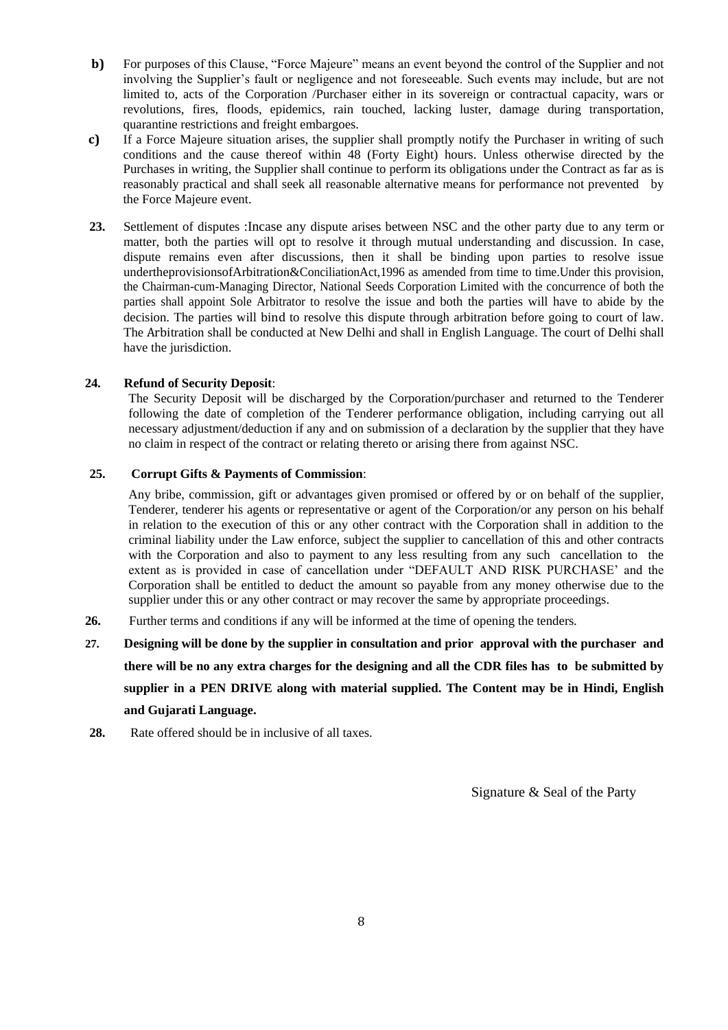**b)** For purposes of this Clause, "Force Majeure" means an event beyond the control of the Supplier and not involving the Supplier's fault or negligence and not foreseeable. Such events may include, but are not limited to, acts of the Corporation /Purchaser either in its sovereign or contractual capacity, wars or revolutions, fires, floods, epidemics, rain touched, lacking luster, damage during transportation, quarantine restrictions and freight embargoes.

**c)** If a Force Majeure situation arises, the supplier shall promptly notify the Purchaser in writing of such conditions and the cause thereof within 48 (Forty Eight) hours. Unless otherwise directed by the Purchases in writing, the Supplier shall continue to perform its obligations under the Contract as far as is reasonably practical and shall seek all reasonable alternative means for performance not prevented by the Force Majeure event.

**23.** Settlement of disputes :Incase any dispute arises between NSC and the other party due to any term or matter, both the parties will opt to resolve it through mutual understanding and discussion. In case, dispute remains even after discussions, then it shall be binding upon parties to resolve issue undertheprovisionsofArbitration&ConciliationAct,1996 as amended from time to time.Under this provision, the Chairman-cum-Managing Director, National Seeds Corporation Limited with the concurrence of both the parties shall appoint Sole Arbitrator to resolve the issue and both the parties will have to abide by the decision. The parties will bind to resolve this dispute through arbitration before going to court of law. The Arbitration shall be conducted at New Delhi and shall in English Language. The court of Delhi shall have the jurisdiction.

**24. Refund of Security Deposit**:

The Security Deposit will be discharged by the Corporation/purchaser and returned to the Tenderer following the date of completion of the Tenderer performance obligation, including carrying out all necessary adjustment/deduction if any and on submission of a declaration by the supplier that they have no claim in respect of the contract or relating thereto or arising there from against NSC.

**25. Corrupt Gifts & Payments of Commission**:

Any bribe, commission, gift or advantages given promised or offered by or on behalf of the supplier, Tenderer, tenderer his agents or representative or agent of the Corporation/or any person on his behalf in relation to the execution of this or any other contract with the Corporation shall in addition to the criminal liability under the Law enforce, subject the supplier to cancellation of this and other contracts with the Corporation and also to payment to any less resulting from any such cancellation to the extent as is provided in case of cancellation under "DEFAULT AND RISK PURCHASE' and the Corporation shall be entitled to deduct the amount so payable from any money otherwise due to the supplier under this or any other contract or may recover the same by appropriate proceedings.

**26.** Further terms and conditions if any will be informed at the time of opening the tenders.

**27. Designing will be done by the supplier in consultation and prior approval with the purchaser and there will be no any extra charges for the designing and all the CDR files has to be submitted by supplier in a PEN DRIVE along with material supplied. The Content may be in Hindi, English and Gujarati Language.**

**28.** Rate offered should be in inclusive of all taxes.

Signature & Seal of the Party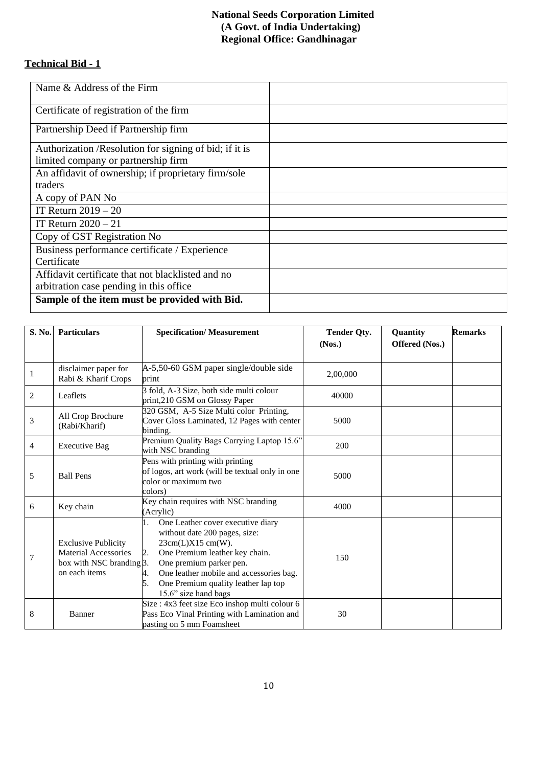**National Seeds Corporation Limited**
**(A Govt. of India Undertaking)**
**Regional Office: Gandhinagar**

**Technical Bid - 1**

| | |
|---|---|
| Name & Address of the Firm | |
| Certificate of registration of the firm | |
| Partnership Deed if Partnership firm | |
| Authorization /Resolution for signing of bid; if it is limited company or partnership firm | |
| An affidavit of ownership; if proprietary firm/sole traders | |
| A copy of PAN No | |
| IT Return 2019 – 20 | |
| IT Return 2020 – 21 | |
| Copy of GST Registration No | |
| Business performance certificate / Experience Certificate | |
| Affidavit certificate that not blacklisted and no arbitration case pending in this office | |
| **Sample of the item must be provided with Bid.** | |

| S. No. | Particulars | Specification/ Measurement | Tender Qty. (Nos.) | Quantity Offered (Nos.) | Remarks |
|---|---|---|---|---|---|
| 1 | disclaimer paper for Rabi & Kharif Crops | A-5,50-60 GSM paper single/double side print | 2,00,000 | | |
| 2 | Leaflets | 3 fold, A-3 Size, both side multi colour print,210 GSM on Glossy Paper | 40000 | | |
| 3 | All Crop Brochure (Rabi/Kharif) | 320 GSM, A-5 Size Multi color Printing, Cover Gloss Laminated, 12 Pages with center binding. | 5000 | | |
| 4 | Executive Bag | Premium Quality Bags Carrying Laptop 15.6" with NSC branding | 200 | | |
| 5 | Ball Pens | Pens with printing with printing of logos, art work (will be textual only in one color or maximum two colors) | 5000 | | |
| 6 | Key chain | Key chain requires with NSC branding (Acrylic) | 4000 | | |
| 7 | Exclusive Publicity Material Accessories box with NSC branding on each items | 1. One Leather cover executive diary without date 200 pages, size: 23cm(L)X15 cm(W). 2. One Premium leather key chain. 3. One premium parker pen. 4. One leather mobile and accessories bag. 5. One Premium quality leather lap top 15.6" size hand bags | 150 | | |
| 8 | Banner | Size : 4x3 feet size Eco inshop multi colour 6 Pass Eco Vinal Printing with Lamination and pasting on 5 mm Foamsheet | 30 | | |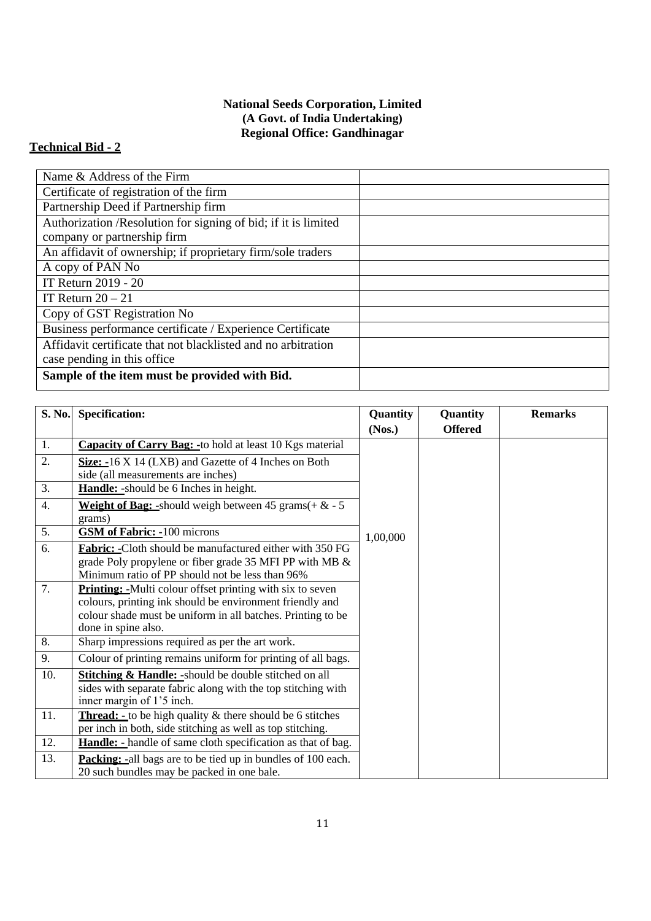**National Seeds Corporation, Limited**
**(A Govt. of India Undertaking)**
**Regional Office: Gandhinagar**

**Technical Bid - 2**

| | |
|---|---|
| Name & Address of the Firm | |
| Certificate of registration of the firm | |
| Partnership Deed if Partnership firm | |
| Authorization /Resolution for signing of bid; if it is limited company or partnership firm | |
| An affidavit of ownership; if proprietary firm/sole traders | |
| A copy of PAN No | |
| IT Return 2019 - 20 | |
| IT Return 20 – 21 | |
| Copy of GST Registration No | |
| Business performance certificate / Experience Certificate | |
| Affidavit certificate that not blacklisted and no arbitration case pending in this office | |
| **Sample of the item must be provided with Bid.** | |

| S. No. | Specification: | Quantity (Nos.) | Quantity Offered | Remarks |
|---|---|---|---|---|
| 1. | **Capacity of Carry Bag: -**to hold at least 10 Kgs material | 1,00,000 | | |
| 2. | **Size: -**16 X 14 (LXB) and Gazette of 4 Inches on Both side (all measurements are inches) | | | |
| 3. | **Handle: -**should be 6 Inches in height. | | | |
| 4. | **Weight of Bag: -**should weigh between 45 grams(+ & - 5 grams) | | | |
| 5. | **GSM of Fabric: -**100 microns | | | |
| 6. | **Fabric: -**Cloth should be manufactured either with 350 FG grade Poly propylene or fiber grade 35 MFI PP with MB & Minimum ratio of PP should not be less than 96% | | | |
| 7. | **Printing: -**Multi colour offset printing with six to seven colours, printing ink should be environment friendly and colour shade must be uniform in all batches. Printing to be done in spine also. | | | |
| 8. | Sharp impressions required as per the art work. | | | |
| 9. | Colour of printing remains uniform for printing of all bags. | | | |
| 10. | **Stitching & Handle: -**should be double stitched on all sides with separate fabric along with the top stitching with inner margin of 1'5 inch. | | | |
| 11. | **Thread: -** to be high quality & there should be 6 stitches per inch in both, side stitching as well as top stitching. | | | |
| 12. | **Handle: -** handle of same cloth specification as that of bag. | | | |
| 13. | **Packing: -**all bags are to be tied up in bundles of 100 each. 20 such bundles may be packed in one bale. | | | |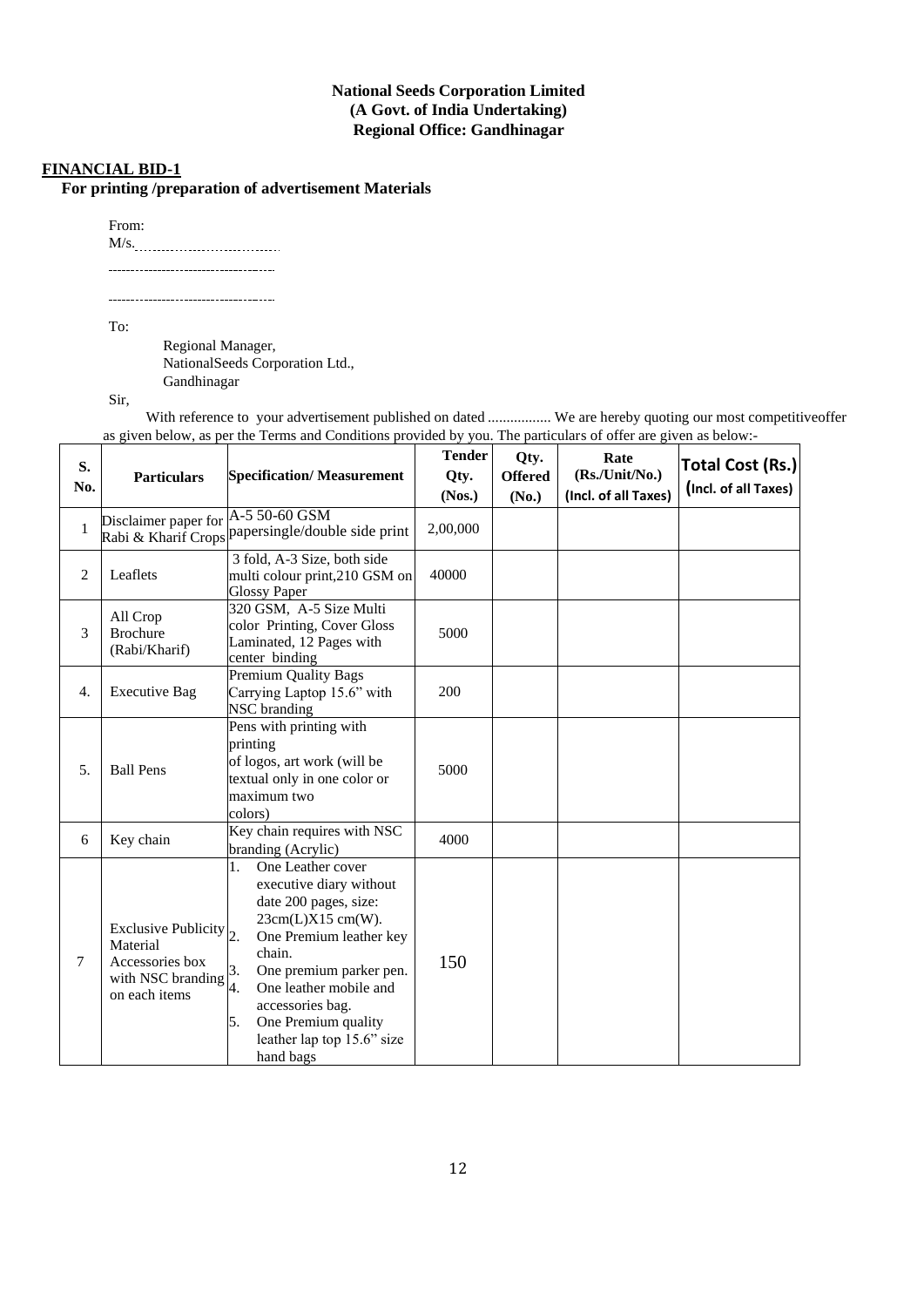**National Seeds Corporation Limited**
**(A Govt. of India Undertaking)**
**Regional Office: Gandhinagar**

**FINANCIAL BID-1**

**For printing /preparation of advertisement Materials**

From:
M/s.…………………………

……………………………………

……………………………………

To:

Regional Manager,
NationalSeeds Corporation Ltd.,
Gandhinagar

Sir,

With reference to your advertisement published on dated ................. We are hereby quoting our most competitiveoffer as given below, as per the Terms and Conditions provided by you. The particulars of offer are given as below:-

| S. No. | Particulars | Specification/ Measurement | Tender Qty. (Nos.) | Qty. Offered (No.) | Rate (Rs./Unit/No.) (Incl. of all Taxes) | Total Cost (Rs.) (Incl. of all Taxes) |
|---|---|---|---|---|---|---|
| 1 | Disclaimer paper for Rabi & Kharif Crops | A-5 50-60 GSM papersingle/double side print | 2,00,000 | | | |
| 2 | Leaflets | 3 fold, A-3 Size, both side multi colour print,210 GSM on Glossy Paper | 40000 | | | |
| 3 | All Crop Brochure (Rabi/Kharif) | 320 GSM, A-5 Size Multi color Printing, Cover Gloss Laminated, 12 Pages with center binding | 5000 | | | |
| 4. | Executive Bag | Premium Quality Bags Carrying Laptop 15.6" with NSC branding | 200 | | | |
| 5. | Ball Pens | Pens with printing with printing of logos, art work (will be textual only in one color or maximum two colors) | 5000 | | | |
| 6 | Key chain | Key chain requires with NSC branding (Acrylic) | 4000 | | | |
| 7 | Exclusive Publicity Material Accessories box with NSC branding on each items | 1. One Leather cover executive diary without date 200 pages, size: 23cm(L)X15 cm(W). 2. One Premium leather key chain. 3. One premium parker pen. 4. One leather mobile and accessories bag. 5. One Premium quality leather lap top 15.6" size hand bags | 150 | | | |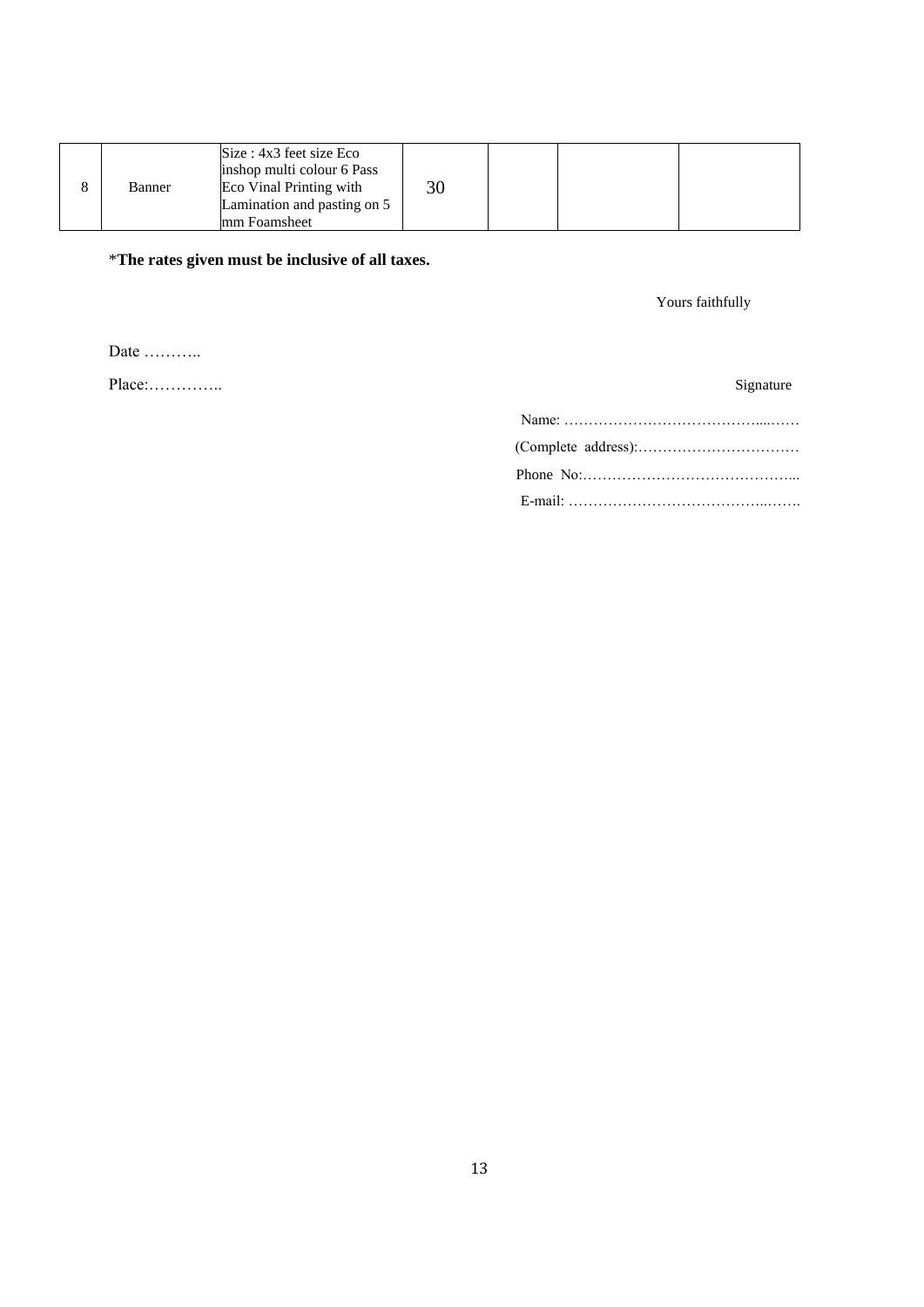| 8 | Banner | Size : 4x3 feet size Eco inshop multi colour 6 Pass Eco Vinal Printing with Lamination and pasting on 5 mm Foamsheet | 30 | | | |
|---|---|---|---|---|---|---|

***The rates given must be inclusive of all taxes.**

Yours faithfully

Date ………..

Place:…………..

Signature

Name: ………………………………….....……

(Complete address):……………………………

Phone No:……………………………………...

E-mail: …………………………………...…….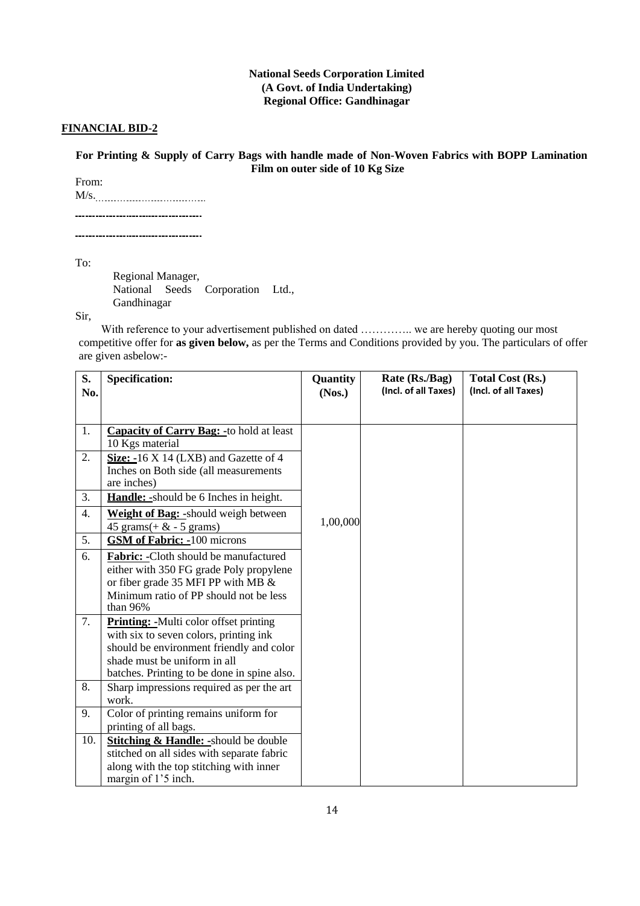**National Seeds Corporation Limited**
**(A Govt. of India Undertaking)**
**Regional Office: Gandhinagar**

**FINANCIAL BID-2**

**For Printing & Supply of Carry Bags with handle made of Non-Woven Fabrics with BOPP Lamination Film on outer side of 10 Kg Size**

From:
M/s.................................

-------------------------------------

-------------------------------------

To:

Regional Manager,
National Seeds Corporation Ltd.,
Gandhinagar

Sir,

With reference to your advertisement published on dated ………….. we are hereby quoting our most competitive offer for **as given below,** as per the Terms and Conditions provided by you. The particulars of offer are given asbelow:-

| S. No. | Specification: | Quantity (Nos.) | Rate (Rs./Bag) (Incl. of all Taxes) | Total Cost (Rs.) (Incl. of all Taxes) |
|---|---|---|---|---|
| 1. | **Capacity of Carry Bag: -**to hold at least 10 Kgs material | 1,00,000 | | |
| 2. | **Size: -**16 X 14 (LXB) and Gazette of 4 Inches on Both side (all measurements are inches) | | | |
| 3. | **Handle: -**should be 6 Inches in height. | | | |
| 4. | **Weight of Bag: -**should weigh between 45 grams(+ & - 5 grams) | | | |
| 5. | **GSM of Fabric: -**100 microns | | | |
| 6. | **Fabric: -**Cloth should be manufactured either with 350 FG grade Poly propylene or fiber grade 35 MFI PP with MB & Minimum ratio of PP should not be less than 96% | | | |
| 7. | **Printing: -**Multi color offset printing with six to seven colors, printing ink should be environment friendly and color shade must be uniform in all batches. Printing to be done in spine also. | | | |
| 8. | Sharp impressions required as per the art work. | | | |
| 9. | Color of printing remains uniform for printing of all bags. | | | |
| 10. | **Stitching & Handle: -**should be double stitched on all sides with separate fabric along with the top stitching with inner margin of 1'5 inch. | | | |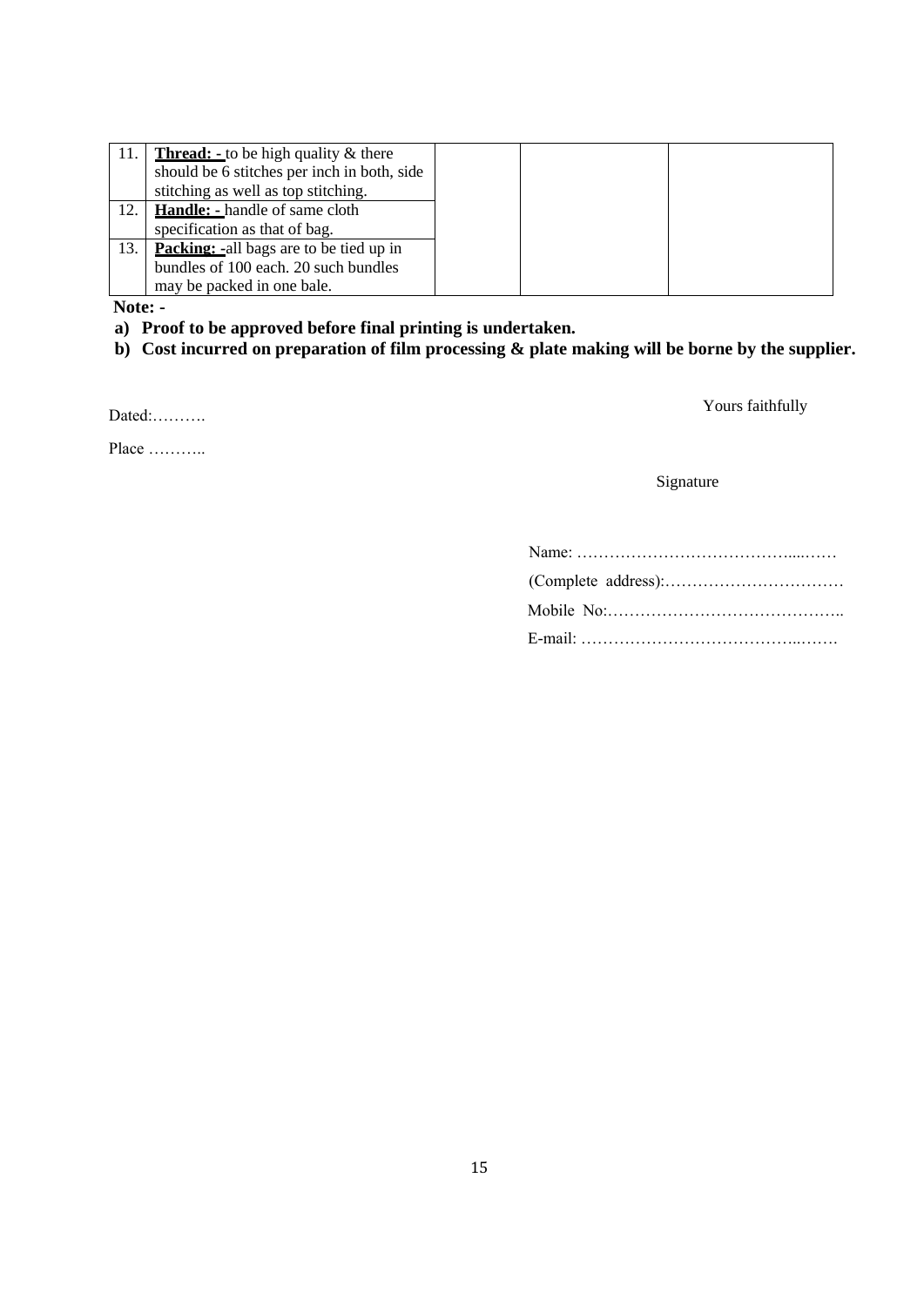| 11. | **Thread: -** to be high quality & there should be 6 stitches per inch in both, side stitching as well as top stitching. | | | |
|---|---|---|---|---|
| 12. | **Handle: -** handle of same cloth specification as that of bag. | | | |
| 13. | **Packing: -**all bags are to be tied up in bundles of 100 each. 20 such bundles may be packed in one bale. | | | |

**Note: -**

**a) Proof to be approved before final printing is undertaken.**

**b) Cost incurred on preparation of film processing & plate making will be borne by the supplier.**

Dated:……….

Place ………..

Yours faithfully

Signature

Name: …………………………………....……

(Complete address):……………………………

Mobile No:……………………………………..

E-mail: …………………………………..…….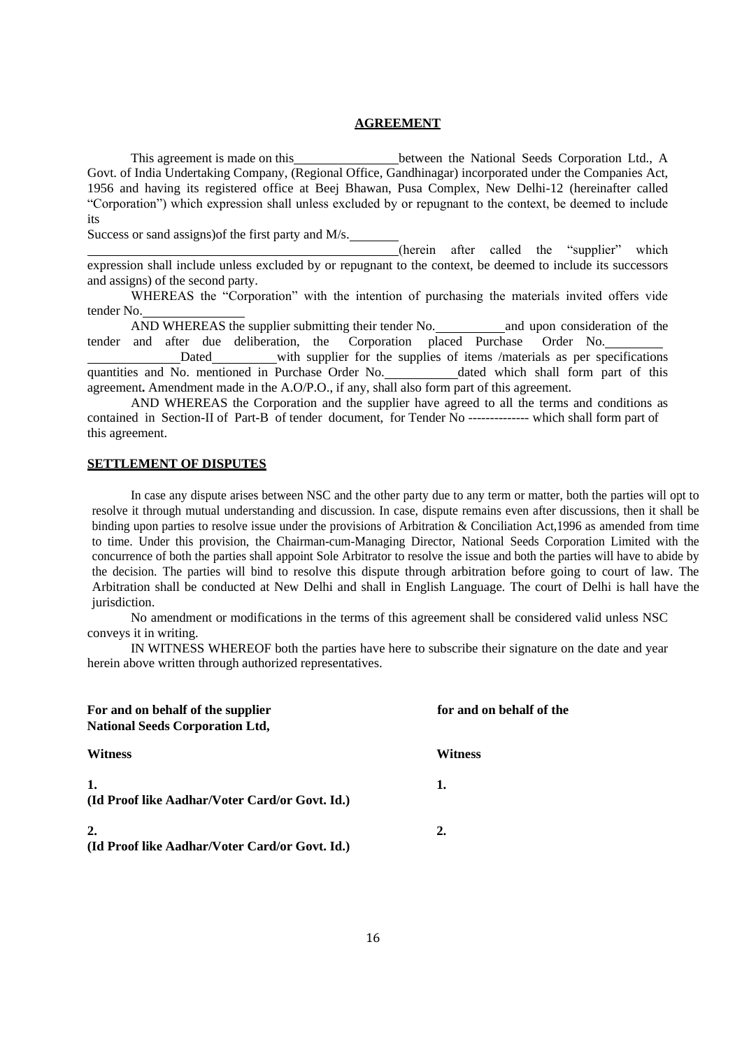## AGREEMENT

This agreement is made on this\_\_\_\_\_\_\_\_\_\_\_\_\_\_\_\_between the National Seeds Corporation Ltd., A Govt. of India Undertaking Company, (Regional Office, Gandhinagar) incorporated under the Companies Act, 1956 and having its registered office at Beej Bhawan, Pusa Complex, New Delhi-12 (hereinafter called "Corporation") which expression shall unless excluded by or repugnant to the context, be deemed to include its
Success or sand assigns)of the first party and M/s.\_\_\_\_\_\_\_\_
\_\_\_\_\_\_\_\_\_\_\_\_\_\_\_\_\_\_\_\_\_\_\_\_\_\_\_\_\_\_\_\_\_\_\_\_\_\_\_\_\_\_\_\_\_\_\_\_(herein after called the "supplier" which expression shall include unless excluded by or repugnant to the context, be deemed to include its successors and assigns) of the second party.

WHEREAS the "Corporation" with the intention of purchasing the materials invited offers vide tender No.\_\_\_\_\_\_\_\_\_\_\_\_\_\_\_\_

AND WHEREAS the supplier submitting their tender No.\_\_\_\_\_\_\_\_\_\_and upon consideration of the tender and after due deliberation, the Corporation placed Purchase Order No.\_\_\_\_\_\_\_\_\_ \_\_\_\_\_\_\_\_\_\_\_\_\_\_Dated\_\_\_\_\_\_\_\_\_\_with supplier for the supplies of items /materials as per specifications quantities and No. mentioned in Purchase Order No.\_\_\_\_\_\_\_\_\_\_\_dated which shall form part of this agreement**.** Amendment made in the A.O/P.O., if any, shall also form part of this agreement.

AND WHEREAS the Corporation and the supplier have agreed to all the terms and conditions as contained in Section-II of Part-B of tender document, for Tender No -------------- which shall form part of this agreement.

**SETTLEMENT OF DISPUTES**

In case any dispute arises between NSC and the other party due to any term or matter, both the parties will opt to resolve it through mutual understanding and discussion. In case, dispute remains even after discussions, then it shall be binding upon parties to resolve issue under the provisions of Arbitration & Conciliation Act,1996 as amended from time to time. Under this provision, the Chairman-cum-Managing Director, National Seeds Corporation Limited with the concurrence of both the parties shall appoint Sole Arbitrator to resolve the issue and both the parties will have to abide by the decision. The parties will bind to resolve this dispute through arbitration before going to court of law. The Arbitration shall be conducted at New Delhi and shall in English Language. The court of Delhi is hall have the jurisdiction.

No amendment or modifications in the terms of this agreement shall be considered valid unless NSC conveys it in writing.

IN WITNESS WHEREOF both the parties have here to subscribe their signature on the date and year herein above written through authorized representatives.

| **For and on behalf of the supplier** | **for and on behalf of the** |
|---|---|
| **National Seeds Corporation Ltd,** | |
| **Witness** | **Witness** |
| **1.** | **1.** |
| **(Id Proof like Aadhar/Voter Card/or Govt. Id.)** | |
| **2.** | **2.** |
| **(Id Proof like Aadhar/Voter Card/or Govt. Id.)** | |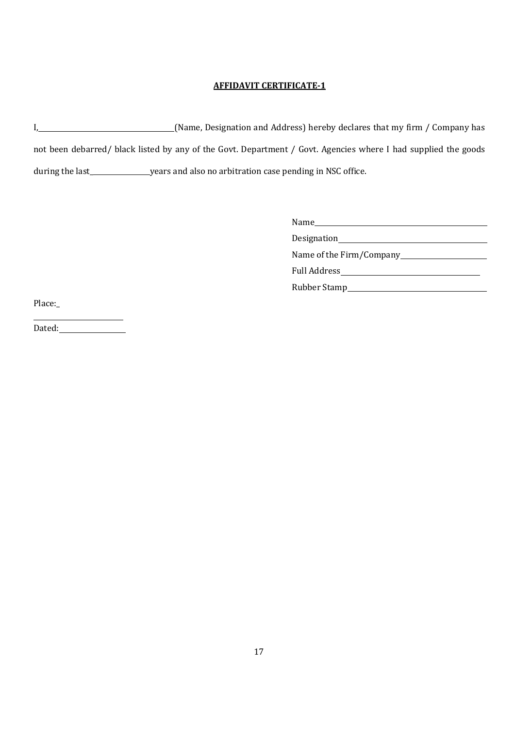**AFFIDAVIT CERTIFICATE-1**

I,\_\_\_\_\_\_\_\_\_\_\_\_\_\_\_\_\_\_\_\_\_\_\_\_\_\_\_\_\_\_\_\_\_\_\_\_(Name, Designation and Address) hereby declares that my firm / Company has not been debarred/ black listed by any of the Govt. Department / Govt. Agencies where I had supplied the goods during the last\_\_\_\_\_\_\_\_\_\_\_\_\_\_\_\_years and also no arbitration case pending in NSC office.

Name\_\_\_\_\_\_\_\_\_\_\_\_\_\_\_\_\_\_\_\_\_\_\_\_\_\_\_\_\_\_\_\_\_\_\_\_\_\_\_\_\_\_\_\_

Designation\_\_\_\_\_\_\_\_\_\_\_\_\_\_\_\_\_\_\_\_\_\_\_\_\_\_\_\_\_\_\_\_\_\_\_\_\_\_

Name of the Firm/Company\_\_\_\_\_\_\_\_\_\_\_\_\_\_\_\_\_\_\_\_\_\_

Full Address\_\_\_\_\_\_\_\_\_\_\_\_\_\_\_\_\_\_\_\_\_\_\_\_\_\_\_\_\_\_\_\_\_\_\_\_

Rubber Stamp\_\_\_\_\_\_\_\_\_\_\_\_\_\_\_\_\_\_\_\_\_\_\_\_\_\_\_\_\_\_\_\_\_\_\_\_

Place:\_\_\_\_\_\_\_\_\_\_\_\_\_\_\_\_\_\_\_\_\_\_\_\_

Dated:\_\_\_\_\_\_\_\_\_\_\_\_\_\_\_\_\_\_